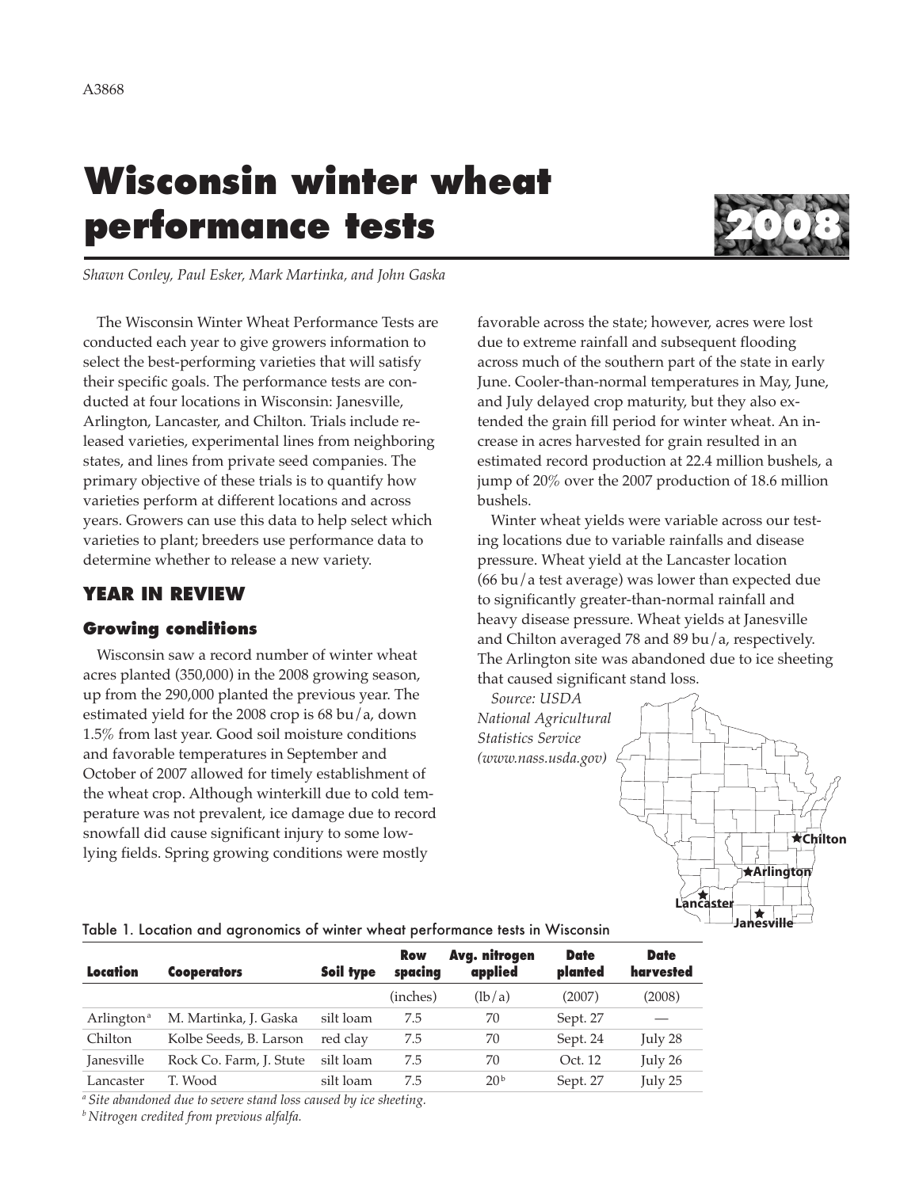A3868

# Wisconsin winter wheat performance tests

**2008**

*Shawn Conley, Paul Esker, Mark Martinka, and John Gaska*

The Wisconsin Winter Wheat Performance Tests are conducted each year to give growers information to select the best-performing varieties that will satisfy their specific goals. The performance tests are conducted at four locations in Wisconsin: Janesville, Arlington, Lancaster, and Chilton. Trials include released varieties, experimental lines from neighboring states, and lines from private seed companies. The primary objective of these trials is to quantify how varieties perform at different locations and across years. Growers can use this data to help select which varieties to plant; breeders use performance data to determine whether to release a new variety.

## YEAR IN REVIEW

### Growing conditions

Wisconsin saw a record number of winter wheat acres planted (350,000) in the 2008 growing season, up from the 290,000 planted the previous year. The estimated yield for the 2008 crop is 68 bu/a, down 1.5% from last year. Good soil moisture conditions and favorable temperatures in September and October of 2007 allowed for timely establishment of the wheat crop. Although winterkill due to cold temperature was not prevalent, ice damage due to record snowfall did cause significant injury to some low-lying fields. Spring growing conditions were mostly favorable across the state; however, acres were lost due to extreme rainfall and subsequent flooding across much of the southern part of the state in early June. Cooler-than-normal temperatures in May, June, and July delayed crop maturity, but they also extended the grain fill period for winter wheat. An increase in acres harvested for grain resulted in an estimated record production at 22.4 million bushels, a jump of 20% over the 2007 production of 18.6 million bushels.

Winter wheat yields were variable across our testing locations due to variable rainfalls and disease pressure. Wheat yield at the Lancaster location (66 bu/a test average) was lower than expected due to significantly greater-than-normal rainfall and heavy disease pressure. Wheat yields at Janesville and Chilton averaged 78 and 89 bu/a, respectively. The Arlington site was abandoned due to ice sheeting that caused significant stand loss.

*Source: USDA National Agricultural Statistics Service (www.nass.usda.gov)*

Chilton
Arlington
Lancaster
Janesville

Table 1. Location and agronomics of winter wheat performance tests in Wisconsin

| Location | Cooperators | Soil type | Row spacing | Avg. nitrogen applied | Date planted | Date harvested |
|---|---|---|---|---|---|---|
| | | | (inches) | (lb/a) | (2007) | (2008) |
| Arlington[a] | M. Martinka, J. Gaska | silt loam | 7.5 | 70 | Sept. 27 | — |
| Chilton | Kolbe Seeds, B. Larson | red clay | 7.5 | 70 | Sept. 24 | July 28 |
| Janesville | Rock Co. Farm, J. Stute | silt loam | 7.5 | 70 | Oct. 12 | July 26 |
| Lancaster | T. Wood | silt loam | 7.5 | 20[b] | Sept. 27 | July 25 |

[a] *Site abandoned due to severe stand loss caused by ice sheeting.*
[b] *Nitrogen credited from previous alfalfa.*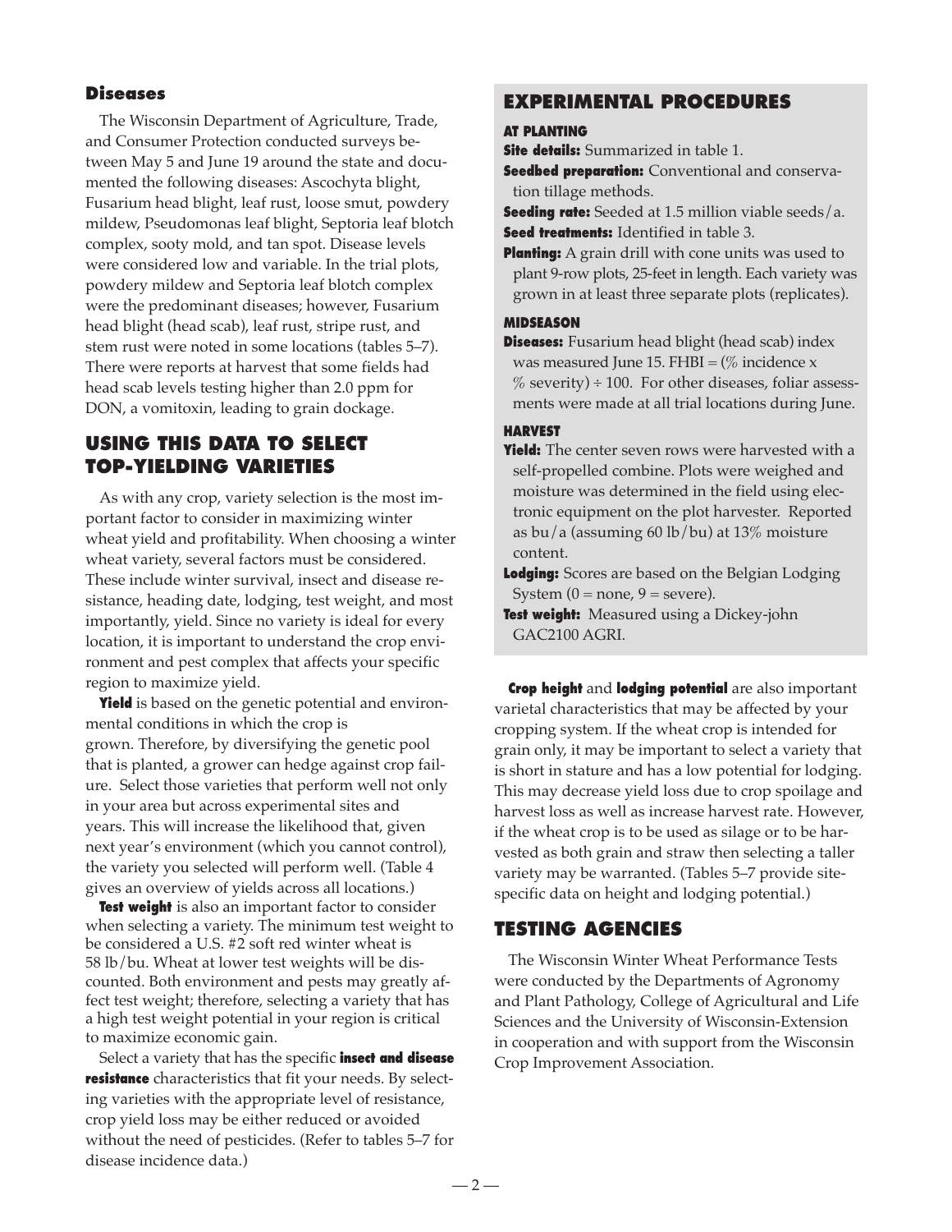### Diseases

The Wisconsin Department of Agriculture, Trade, and Consumer Protection conducted surveys between May 5 and June 19 around the state and documented the following diseases: Ascochyta blight, Fusarium head blight, leaf rust, loose smut, powdery mildew, Pseudomonas leaf blight, Septoria leaf blotch complex, sooty mold, and tan spot. Disease levels were considered low and variable. In the trial plots, powdery mildew and Septoria leaf blotch complex were the predominant diseases; however, Fusarium head blight (head scab), leaf rust, stripe rust, and stem rust were noted in some locations (tables 5–7). There were reports at harvest that some fields had head scab levels testing higher than 2.0 ppm for DON, a vomitoxin, leading to grain dockage.

## USING THIS DATA TO SELECT TOP-YIELDING VARIETIES

As with any crop, variety selection is the most important factor to consider in maximizing winter wheat yield and profitability. When choosing a winter wheat variety, several factors must be considered. These include winter survival, insect and disease resistance, heading date, lodging, test weight, and most importantly, yield. Since no variety is ideal for every location, it is important to understand the crop environment and pest complex that affects your specific region to maximize yield.

**Yield** is based on the genetic potential and environmental conditions in which the crop is grown. Therefore, by diversifying the genetic pool that is planted, a grower can hedge against crop failure. Select those varieties that perform well not only in your area but across experimental sites and years. This will increase the likelihood that, given next year's environment (which you cannot control), the variety you selected will perform well. (Table 4 gives an overview of yields across all locations.)

**Test weight** is also an important factor to consider when selecting a variety. The minimum test weight to be considered a U.S. #2 soft red winter wheat is 58 lb/bu. Wheat at lower test weights will be discounted. Both environment and pests may greatly affect test weight; therefore, selecting a variety that has a high test weight potential in your region is critical to maximize economic gain.

Select a variety that has the specific **insect and disease resistance** characteristics that fit your needs. By selecting varieties with the appropriate level of resistance, crop yield loss may be either reduced or avoided without the need of pesticides. (Refer to tables 5–7 for disease incidence data.)

## EXPERIMENTAL PROCEDURES

#### AT PLANTING

**Site details:** Summarized in table 1.

**Seedbed preparation:** Conventional and conservation tillage methods.

**Seeding rate:** Seeded at 1.5 million viable seeds/a.

**Seed treatments:** Identified in table 3.

**Planting:** A grain drill with cone units was used to plant 9-row plots, 25-feet in length. Each variety was grown in at least three separate plots (replicates).

#### MIDSEASON

**Diseases:** Fusarium head blight (head scab) index was measured June 15. FHBI = (% incidence x % severity) ÷ 100. For other diseases, foliar assessments were made at all trial locations during June.

#### HARVEST

**Yield:** The center seven rows were harvested with a self-propelled combine. Plots were weighed and moisture was determined in the field using electronic equipment on the plot harvester. Reported as bu/a (assuming 60 lb/bu) at 13% moisture content.

**Lodging:** Scores are based on the Belgian Lodging System (0 = none, 9 = severe).

**Test weight:** Measured using a Dickey-john GAC2100 AGRI.

**Crop height** and **lodging potential** are also important varietal characteristics that may be affected by your cropping system. If the wheat crop is intended for grain only, it may be important to select a variety that is short in stature and has a low potential for lodging. This may decrease yield loss due to crop spoilage and harvest loss as well as increase harvest rate. However, if the wheat crop is to be used as silage or to be harvested as both grain and straw then selecting a taller variety may be warranted. (Tables 5–7 provide site-specific data on height and lodging potential.)

## TESTING AGENCIES

The Wisconsin Winter Wheat Performance Tests were conducted by the Departments of Agronomy and Plant Pathology, College of Agricultural and Life Sciences and the University of Wisconsin-Extension in cooperation and with support from the Wisconsin Crop Improvement Association.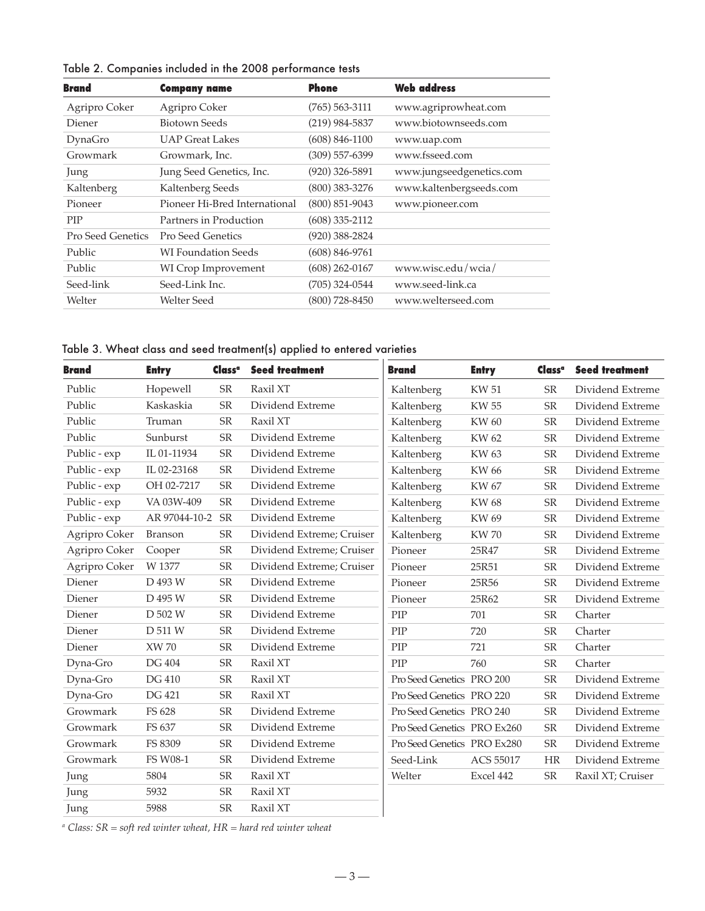Table 2. Companies included in the 2008 performance tests

| Brand | Company name | Phone | Web address |
|---|---|---|---|
| Agripro Coker | Agripro Coker | (765) 563-3111 | www.agriprowheat.com |
| Diener | Biotown Seeds | (219) 984-5837 | www.biotownseeds.com |
| DynaGro | UAP Great Lakes | (608) 846-1100 | www.uap.com |
| Growmark | Growmark, Inc. | (309) 557-6399 | www.fsseed.com |
| Jung | Jung Seed Genetics, Inc. | (920) 326-5891 | www.jungseedgenetics.com |
| Kaltenberg | Kaltenberg Seeds | (800) 383-3276 | www.kaltenbergseeds.com |
| Pioneer | Pioneer Hi-Bred International | (800) 851-9043 | www.pioneer.com |
| PIP | Partners in Production | (608) 335-2112 | |
| Pro Seed Genetics | Pro Seed Genetics | (920) 388-2824 | |
| Public | WI Foundation Seeds | (608) 846-9761 | |
| Public | WI Crop Improvement | (608) 262-0167 | www.wisc.edu/wcia/ |
| Seed-link | Seed-Link Inc. | (705) 324-0544 | www.seed-link.ca |
| Welter | Welter Seed | (800) 728-8450 | www.welterseed.com |

Table 3. Wheat class and seed treatment(s) applied to entered varieties

| Brand | Entry | Class[a] | Seed treatment |
|---|---|---|---|
| Public | Hopewell | SR | Raxil XT |
| Public | Kaskaskia | SR | Dividend Extreme |
| Public | Truman | SR | Raxil XT |
| Public | Sunburst | SR | Dividend Extreme |
| Public - exp | IL 01-11934 | SR | Dividend Extreme |
| Public - exp | IL 02-23168 | SR | Dividend Extreme |
| Public - exp | OH 02-7217 | SR | Dividend Extreme |
| Public - exp | VA 03W-409 | SR | Dividend Extreme |
| Public - exp | AR 97044-10-2 | SR | Dividend Extreme |
| Agripro Coker | Branson | SR | Dividend Extreme; Cruiser |
| Agripro Coker | Cooper | SR | Dividend Extreme; Cruiser |
| Agripro Coker | W 1377 | SR | Dividend Extreme; Cruiser |
| Diener | D 493 W | SR | Dividend Extreme |
| Diener | D 495 W | SR | Dividend Extreme |
| Diener | D 502 W | SR | Dividend Extreme |
| Diener | D 511 W | SR | Dividend Extreme |
| Diener | XW 70 | SR | Dividend Extreme |
| Dyna-Gro | DG 404 | SR | Raxil XT |
| Dyna-Gro | DG 410 | SR | Raxil XT |
| Dyna-Gro | DG 421 | SR | Raxil XT |
| Growmark | FS 628 | SR | Dividend Extreme |
| Growmark | FS 637 | SR | Dividend Extreme |
| Growmark | FS 8309 | SR | Dividend Extreme |
| Growmark | FS W08-1 | SR | Dividend Extreme |
| Jung | 5804 | SR | Raxil XT |
| Jung | 5932 | SR | Raxil XT |
| Jung | 5988 | SR | Raxil XT |
| Kaltenberg | KW 51 | SR | Dividend Extreme |
| Kaltenberg | KW 55 | SR | Dividend Extreme |
| Kaltenberg | KW 60 | SR | Dividend Extreme |
| Kaltenberg | KW 62 | SR | Dividend Extreme |
| Kaltenberg | KW 63 | SR | Dividend Extreme |
| Kaltenberg | KW 66 | SR | Dividend Extreme |
| Kaltenberg | KW 67 | SR | Dividend Extreme |
| Kaltenberg | KW 68 | SR | Dividend Extreme |
| Kaltenberg | KW 69 | SR | Dividend Extreme |
| Kaltenberg | KW 70 | SR | Dividend Extreme |
| Pioneer | 25R47 | SR | Dividend Extreme |
| Pioneer | 25R51 | SR | Dividend Extreme |
| Pioneer | 25R56 | SR | Dividend Extreme |
| Pioneer | 25R62 | SR | Dividend Extreme |
| PIP | 701 | SR | Charter |
| PIP | 720 | SR | Charter |
| PIP | 721 | SR | Charter |
| PIP | 760 | SR | Charter |
| Pro Seed Genetics | PRO 200 | SR | Dividend Extreme |
| Pro Seed Genetics | PRO 220 | SR | Dividend Extreme |
| Pro Seed Genetics | PRO 240 | SR | Dividend Extreme |
| Pro Seed Genetics | PRO Ex260 | SR | Dividend Extreme |
| Pro Seed Genetics | PRO Ex280 | SR | Dividend Extreme |
| Seed-Link | ACS 55017 | HR | Dividend Extreme |
| Welter | Excel 442 | SR | Raxil XT; Cruiser |

[a] *Class: SR = soft red winter wheat, HR = hard red winter wheat*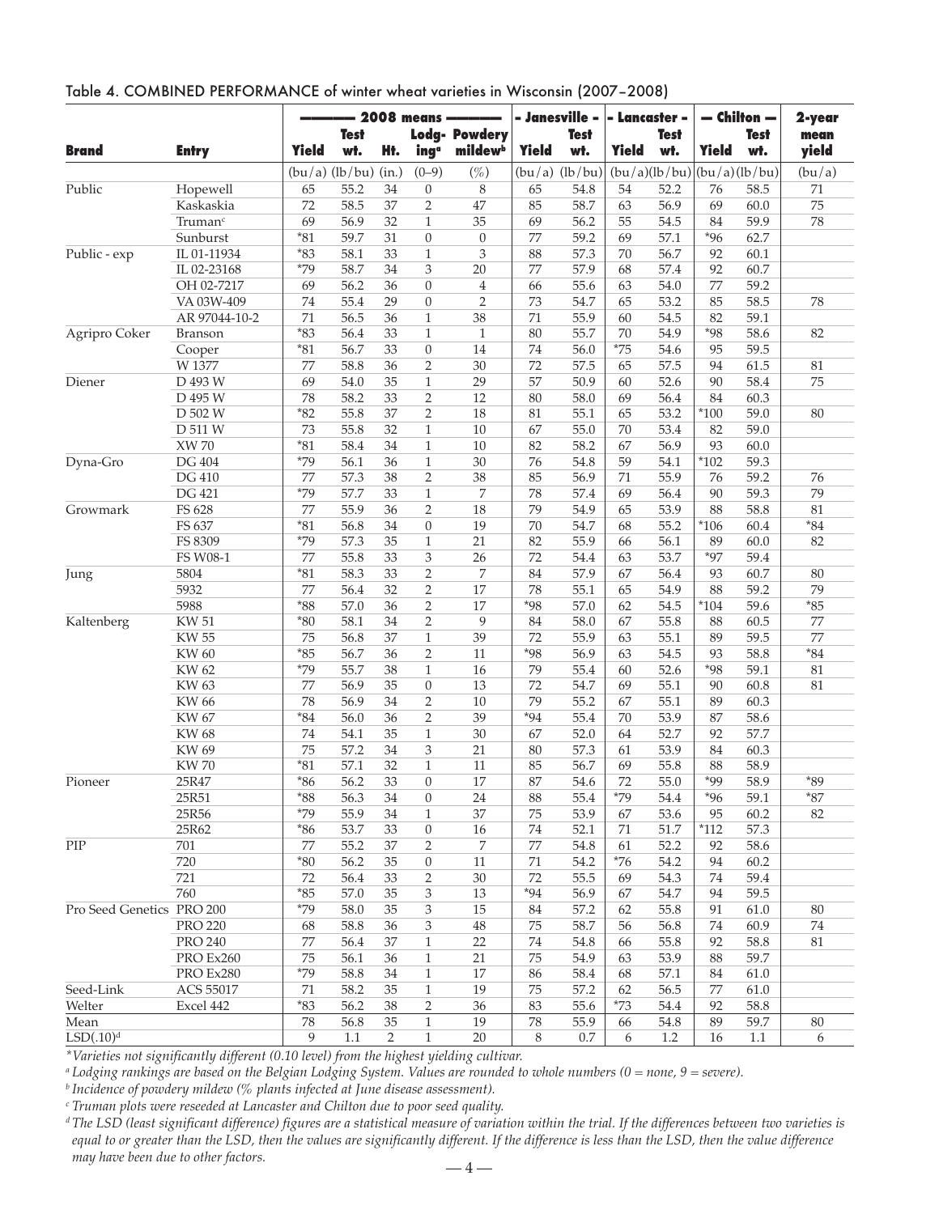Table 4. COMBINED PERFORMANCE of winter wheat varieties in Wisconsin (2007–2008)

| Brand | Entry | 2008 means | | | | | Janesville | | Lancaster | | Chilton | | 2-year mean yield |
|---|---|---|---|---|---|---|---|---|---|---|---|---|---|
| | | Yield | Test wt. | Ht. | Lodging[a] | Powdery mildew[b] | Yield | Test wt. | Yield | Test wt. | Yield | Test wt. | |
| | | (bu/a) | (lb/bu) | (in.) | (0–9) | (%) | (bu/a) | (lb/bu) | (bu/a) | (lb/bu) | (bu/a) | (lb/bu) | (bu/a) |
| Public | Hopewell | 65 | 55.2 | 34 | 0 | 8 | 65 | 54.8 | 54 | 52.2 | 76 | 58.5 | 71 |
| | Kaskaskia | 72 | 58.5 | 37 | 2 | 47 | 85 | 58.7 | 63 | 56.9 | 69 | 60.0 | 75 |
| | Truman[c] | 69 | 56.9 | 32 | 1 | 35 | 69 | 56.2 | 55 | 54.5 | 84 | 59.9 | 78 |
| | Sunburst | *81 | 59.7 | 31 | 0 | 0 | 77 | 59.2 | 69 | 57.1 | *96 | 62.7 | |
| Public - exp | IL 01-11934 | *83 | 58.1 | 33 | 1 | 3 | 88 | 57.3 | 70 | 56.7 | 92 | 60.1 | |
| | IL 02-23168 | *79 | 58.7 | 34 | 3 | 20 | 77 | 57.9 | 68 | 57.4 | 92 | 60.7 | |
| | OH 02-7217 | 69 | 56.2 | 36 | 0 | 4 | 66 | 55.6 | 63 | 54.0 | 77 | 59.2 | |
| | VA 03W-409 | 74 | 55.4 | 29 | 0 | 2 | 73 | 54.7 | 65 | 53.2 | 85 | 58.5 | 78 |
| | AR 97044-10-2 | 71 | 56.5 | 36 | 1 | 38 | 71 | 55.9 | 60 | 54.5 | 82 | 59.1 | |
| Agripro Coker | Branson | *83 | 56.4 | 33 | 1 | 1 | 80 | 55.7 | 70 | 54.9 | *98 | 58.6 | 82 |
| | Cooper | *81 | 56.7 | 33 | 0 | 14 | 74 | 56.0 | *75 | 54.6 | 95 | 59.5 | |
| | W 1377 | 77 | 58.8 | 36 | 2 | 30 | 72 | 57.5 | 65 | 57.5 | 94 | 61.5 | 81 |
| Diener | D 493 W | 69 | 54.0 | 35 | 1 | 29 | 57 | 50.9 | 60 | 52.6 | 90 | 58.4 | 75 |
| | D 495 W | 78 | 58.2 | 33 | 2 | 12 | 80 | 58.0 | 69 | 56.4 | 84 | 60.3 | |
| | D 502 W | *82 | 55.8 | 37 | 2 | 18 | 81 | 55.1 | 65 | 53.2 | *100 | 59.0 | 80 |
| | D 511 W | 73 | 55.8 | 32 | 1 | 10 | 67 | 55.0 | 70 | 53.4 | 82 | 59.0 | |
| | XW 70 | *81 | 58.4 | 34 | 1 | 10 | 82 | 58.2 | 67 | 56.9 | 93 | 60.0 | |
| Dyna-Gro | DG 404 | *79 | 56.1 | 36 | 1 | 30 | 76 | 54.8 | 59 | 54.1 | *102 | 59.3 | |
| | DG 410 | 77 | 57.3 | 38 | 2 | 38 | 85 | 56.9 | 71 | 55.9 | 76 | 59.2 | 76 |
| | DG 421 | *79 | 57.7 | 33 | 1 | 7 | 78 | 57.4 | 69 | 56.4 | 90 | 59.3 | 79 |
| Growmark | FS 628 | 77 | 55.9 | 36 | 2 | 18 | 79 | 54.9 | 65 | 53.9 | 88 | 58.8 | 81 |
| | FS 637 | *81 | 56.8 | 34 | 0 | 19 | 70 | 54.7 | 68 | 55.2 | *106 | 60.4 | *84 |
| | FS 8309 | *79 | 57.3 | 35 | 1 | 21 | 82 | 55.9 | 66 | 56.1 | 89 | 60.0 | 82 |
| | FS W08-1 | 77 | 55.8 | 33 | 3 | 26 | 72 | 54.4 | 63 | 53.7 | *97 | 59.4 | |
| Jung | 5804 | *81 | 58.3 | 33 | 2 | 7 | 84 | 57.9 | 67 | 56.4 | 93 | 60.7 | 80 |
| | 5932 | 77 | 56.4 | 32 | 2 | 17 | 78 | 55.1 | 65 | 54.9 | 88 | 59.2 | 79 |
| | 5988 | *88 | 57.0 | 36 | 2 | 17 | *98 | 57.0 | 62 | 54.5 | *104 | 59.6 | *85 |
| Kaltenberg | KW 51 | *80 | 58.1 | 34 | 2 | 9 | 84 | 58.0 | 67 | 55.8 | 88 | 60.5 | 77 |
| | KW 55 | 75 | 56.8 | 37 | 1 | 39 | 72 | 55.9 | 63 | 55.1 | 89 | 59.5 | 77 |
| | KW 60 | *85 | 56.7 | 36 | 2 | 11 | *98 | 56.9 | 63 | 54.5 | 93 | 58.8 | *84 |
| | KW 62 | *79 | 55.7 | 38 | 1 | 16 | 79 | 55.4 | 60 | 52.6 | *98 | 59.1 | 81 |
| | KW 63 | 77 | 56.9 | 35 | 0 | 13 | 72 | 54.7 | 69 | 55.1 | 90 | 60.8 | 81 |
| | KW 66 | 78 | 56.9 | 34 | 2 | 10 | 79 | 55.2 | 67 | 55.1 | 89 | 60.3 | |
| | KW 67 | *84 | 56.0 | 36 | 2 | 39 | *94 | 55.4 | 70 | 53.9 | 87 | 58.6 | |
| | KW 68 | 74 | 54.1 | 35 | 1 | 30 | 67 | 52.0 | 64 | 52.7 | 92 | 57.7 | |
| | KW 69 | 75 | 57.2 | 34 | 3 | 21 | 80 | 57.3 | 61 | 53.9 | 84 | 60.3 | |
| | KW 70 | *81 | 57.1 | 32 | 1 | 11 | 85 | 56.7 | 69 | 55.8 | 88 | 58.9 | |
| Pioneer | 25R47 | *86 | 56.2 | 33 | 0 | 17 | 87 | 54.6 | 72 | 55.0 | *99 | 58.9 | *89 |
| | 25R51 | *88 | 56.3 | 34 | 0 | 24 | 88 | 55.4 | *79 | 54.4 | *96 | 59.1 | *87 |
| | 25R56 | *79 | 55.9 | 34 | 1 | 37 | 75 | 53.9 | 67 | 53.6 | 95 | 60.2 | 82 |
| | 25R62 | *86 | 53.7 | 33 | 0 | 16 | 74 | 52.1 | 71 | 51.7 | *112 | 57.3 | |
| PIP | 701 | 77 | 55.2 | 37 | 2 | 7 | 77 | 54.8 | 61 | 52.2 | 92 | 58.6 | |
| | 720 | *80 | 56.2 | 35 | 0 | 11 | 71 | 54.2 | *76 | 54.2 | 94 | 60.2 | |
| | 721 | 72 | 56.4 | 33 | 2 | 30 | 72 | 55.5 | 69 | 54.3 | 74 | 59.4 | |
| | 760 | *85 | 57.0 | 35 | 3 | 13 | *94 | 56.9 | 67 | 54.7 | 94 | 59.5 | |
| Pro Seed Genetics | PRO 200 | *79 | 58.0 | 35 | 3 | 15 | 84 | 57.2 | 62 | 55.8 | 91 | 61.0 | 80 |
| | PRO 220 | 68 | 58.8 | 36 | 3 | 48 | 75 | 58.7 | 56 | 56.8 | 74 | 60.9 | 74 |
| | PRO 240 | 77 | 56.4 | 37 | 1 | 22 | 74 | 54.8 | 66 | 55.8 | 92 | 58.8 | 81 |
| | PRO Ex260 | 75 | 56.1 | 36 | 1 | 21 | 75 | 54.9 | 63 | 53.9 | 88 | 59.7 | |
| | PRO Ex280 | *79 | 58.8 | 34 | 1 | 17 | 86 | 58.4 | 68 | 57.1 | 84 | 61.0 | |
| Seed-Link | ACS 55017 | 71 | 58.2 | 35 | 1 | 19 | 75 | 57.2 | 62 | 56.5 | 77 | 61.0 | |
| Welter | Excel 442 | *83 | 56.2 | 38 | 2 | 36 | 83 | 55.6 | *73 | 54.4 | 92 | 58.8 | |
| Mean | | 78 | 56.8 | 35 | 1 | 19 | 78 | 55.9 | 66 | 54.8 | 89 | 59.7 | 80 |
| LSD(.10)[d] | | 9 | 1.1 | 2 | 1 | 20 | 8 | 0.7 | 6 | 1.2 | 16 | 1.1 | 6 |

*Varieties not significantly different (0.10 level) from the highest yielding cultivar.

[a] Lodging rankings are based on the Belgian Lodging System. Values are rounded to whole numbers (0 = none, 9 = severe).

[b] Incidence of powdery mildew (% plants infected at June disease assessment).

[c] Truman plots were reseeded at Lancaster and Chilton due to poor seed quality.

[d] The LSD (least significant difference) figures are a statistical measure of variation within the trial. If the differences between two varieties is equal to or greater than the LSD, then the values are significantly different. If the difference is less than the LSD, then the value difference may have been due to other factors.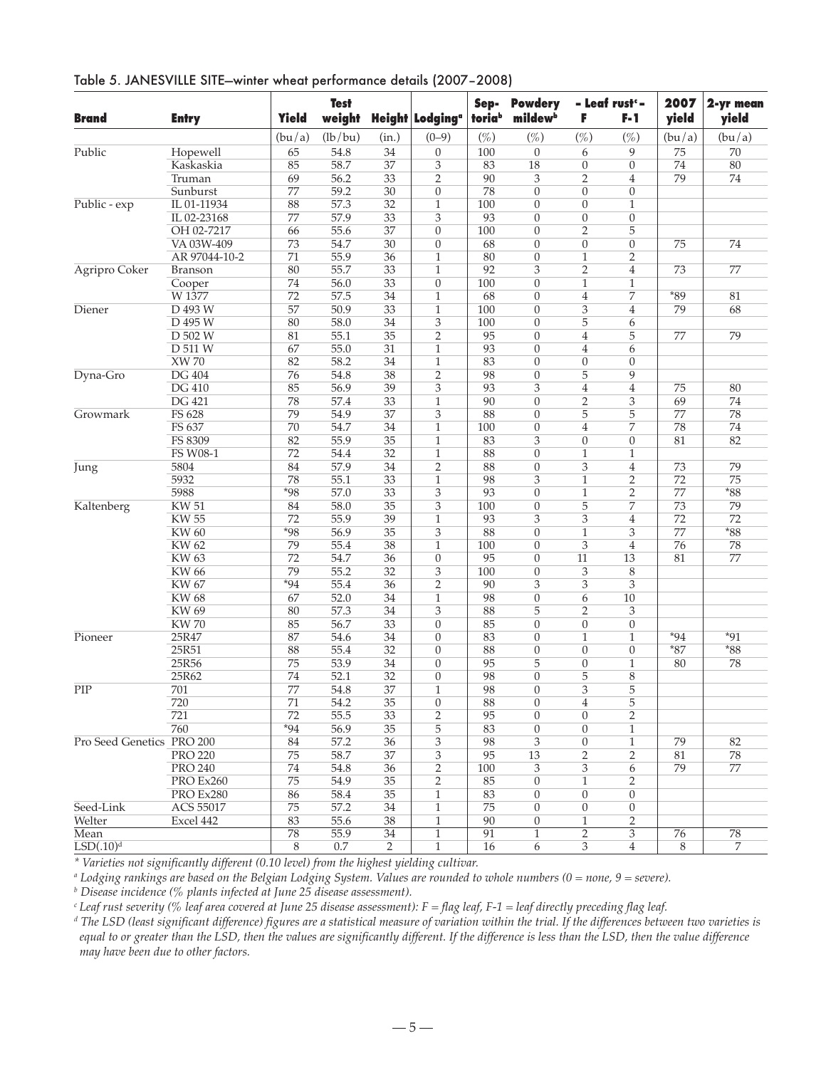Table 5. JANESVILLE SITE—winter wheat performance details (2007–2008)

| Brand | Entry | Yield | Test weight | Height | Lodging[a] | Septoria[b] | Powdery mildew[b] | Leaf rust[c] F | Leaf rust[c] F-1 | 2007 yield | 2-yr mean yield |
|---|---|---|---|---|---|---|---|---|---|---|---|
| | | (bu/a) | (lb/bu) | (in.) | (0–9) | (%) | (%) | (%) | (%) | (bu/a) | (bu/a) |
| Public | Hopewell | 65 | 54.8 | 34 | 0 | 100 | 0 | 6 | 9 | 75 | 70 |
| | Kaskaskia | 85 | 58.7 | 37 | 3 | 83 | 18 | 0 | 0 | 74 | 80 |
| | Truman | 69 | 56.2 | 33 | 2 | 90 | 3 | 2 | 4 | 79 | 74 |
| | Sunburst | 77 | 59.2 | 30 | 0 | 78 | 0 | 0 | 0 | | |
| Public - exp | IL 01-11934 | 88 | 57.3 | 32 | 1 | 100 | 0 | 0 | 1 | | |
| | IL 02-23168 | 77 | 57.9 | 33 | 3 | 93 | 0 | 0 | 0 | | |
| | OH 02-7217 | 66 | 55.6 | 37 | 0 | 100 | 0 | 2 | 5 | | |
| | VA 03W-409 | 73 | 54.7 | 30 | 0 | 68 | 0 | 0 | 0 | 75 | 74 |
| | AR 97044-10-2 | 71 | 55.9 | 36 | 1 | 80 | 0 | 1 | 2 | | |
| Agripro Coker | Branson | 80 | 55.7 | 33 | 1 | 92 | 3 | 2 | 4 | 73 | 77 |
| | Cooper | 74 | 56.0 | 33 | 0 | 100 | 0 | 1 | 1 | | |
| | W 1377 | 72 | 57.5 | 34 | 1 | 68 | 0 | 4 | 7 | *89 | 81 |
| Diener | D 493 W | 57 | 50.9 | 33 | 1 | 100 | 0 | 3 | 4 | 79 | 68 |
| | D 495 W | 80 | 58.0 | 34 | 3 | 100 | 0 | 5 | 6 | | |
| | D 502 W | 81 | 55.1 | 35 | 2 | 95 | 0 | 4 | 5 | 77 | 79 |
| | D 511 W | 67 | 55.0 | 31 | 1 | 93 | 0 | 4 | 6 | | |
| | XW 70 | 82 | 58.2 | 34 | 1 | 83 | 0 | 0 | 0 | | |
| Dyna-Gro | DG 404 | 76 | 54.8 | 38 | 2 | 98 | 0 | 5 | 9 | | |
| | DG 410 | 85 | 56.9 | 39 | 3 | 93 | 3 | 4 | 4 | 75 | 80 |
| | DG 421 | 78 | 57.4 | 33 | 1 | 90 | 0 | 2 | 3 | 69 | 74 |
| Growmark | FS 628 | 79 | 54.9 | 37 | 3 | 88 | 0 | 5 | 5 | 77 | 78 |
| | FS 637 | 70 | 54.7 | 34 | 1 | 100 | 0 | 4 | 7 | 78 | 74 |
| | FS 8309 | 82 | 55.9 | 35 | 1 | 83 | 3 | 0 | 0 | 81 | 82 |
| | FS W08-1 | 72 | 54.4 | 32 | 1 | 88 | 0 | 1 | 1 | | |
| Jung | 5804 | 84 | 57.9 | 34 | 2 | 88 | 0 | 3 | 4 | 73 | 79 |
| | 5932 | 78 | 55.1 | 33 | 1 | 98 | 3 | 1 | 2 | 72 | 75 |
| | 5988 | *98 | 57.0 | 33 | 3 | 93 | 0 | 1 | 2 | 77 | *88 |
| Kaltenberg | KW 51 | 84 | 58.0 | 35 | 3 | 100 | 0 | 5 | 7 | 73 | 79 |
| | KW 55 | 72 | 55.9 | 39 | 1 | 93 | 3 | 3 | 4 | 72 | 72 |
| | KW 60 | *98 | 56.9 | 35 | 3 | 88 | 0 | 1 | 3 | 77 | *88 |
| | KW 62 | 79 | 55.4 | 38 | 1 | 100 | 0 | 3 | 4 | 76 | 78 |
| | KW 63 | 72 | 54.7 | 36 | 0 | 95 | 0 | 11 | 13 | 81 | 77 |
| | KW 66 | 79 | 55.2 | 32 | 3 | 100 | 0 | 3 | 8 | | |
| | KW 67 | *94 | 55.4 | 36 | 2 | 90 | 3 | 3 | 3 | | |
| | KW 68 | 67 | 52.0 | 34 | 1 | 98 | 0 | 6 | 10 | | |
| | KW 69 | 80 | 57.3 | 34 | 3 | 88 | 5 | 2 | 3 | | |
| | KW 70 | 85 | 56.7 | 33 | 0 | 85 | 0 | 0 | 0 | | |
| Pioneer | 25R47 | 87 | 54.6 | 34 | 0 | 83 | 0 | 1 | 1 | *94 | *91 |
| | 25R51 | 88 | 55.4 | 32 | 0 | 88 | 0 | 0 | 0 | *87 | *88 |
| | 25R56 | 75 | 53.9 | 34 | 0 | 95 | 5 | 0 | 1 | 80 | 78 |
| | 25R62 | 74 | 52.1 | 32 | 0 | 98 | 0 | 5 | 8 | | |
| PIP | 701 | 77 | 54.8 | 37 | 1 | 98 | 0 | 3 | 5 | | |
| | 720 | 71 | 54.2 | 35 | 0 | 88 | 0 | 4 | 5 | | |
| | 721 | 72 | 55.5 | 33 | 2 | 95 | 0 | 0 | 2 | | |
| | 760 | *94 | 56.9 | 35 | 5 | 83 | 0 | 0 | 1 | | |
| Pro Seed Genetics | PRO 200 | 84 | 57.2 | 36 | 3 | 98 | 3 | 0 | 1 | 79 | 82 |
| | PRO 220 | 75 | 58.7 | 37 | 3 | 95 | 13 | 2 | 2 | 81 | 78 |
| | PRO 240 | 74 | 54.8 | 36 | 2 | 100 | 3 | 3 | 6 | 79 | 77 |
| | PRO Ex260 | 75 | 54.9 | 35 | 2 | 85 | 0 | 1 | 2 | | |
| | PRO Ex280 | 86 | 58.4 | 35 | 1 | 83 | 0 | 0 | 0 | | |
| Seed-Link | ACS 55017 | 75 | 57.2 | 34 | 1 | 75 | 0 | 0 | 0 | | |
| Welter | Excel 442 | 83 | 55.6 | 38 | 1 | 90 | 0 | 1 | 2 | | |
| Mean | | 78 | 55.9 | 34 | 1 | 91 | 1 | 2 | 3 | 76 | 78 |
| LSD(.10)[d] | | 8 | 0.7 | 2 | 1 | 16 | 6 | 3 | 4 | 8 | 7 |

*\* Varieties not significantly different (0.10 level) from the highest yielding cultivar.*

*[a] Lodging rankings are based on the Belgian Lodging System. Values are rounded to whole numbers (0 = none, 9 = severe).*

*[b] Disease incidence (% plants infected at June 25 disease assessment).*

*[c] Leaf rust severity (% leaf area covered at June 25 disease assessment): F = flag leaf, F-1 = leaf directly preceding flag leaf.*

*[d] The LSD (least significant difference) figures are a statistical measure of variation within the trial. If the differences between two varieties is equal to or greater than the LSD, then the values are significantly different. If the difference is less than the LSD, then the value difference may have been due to other factors.*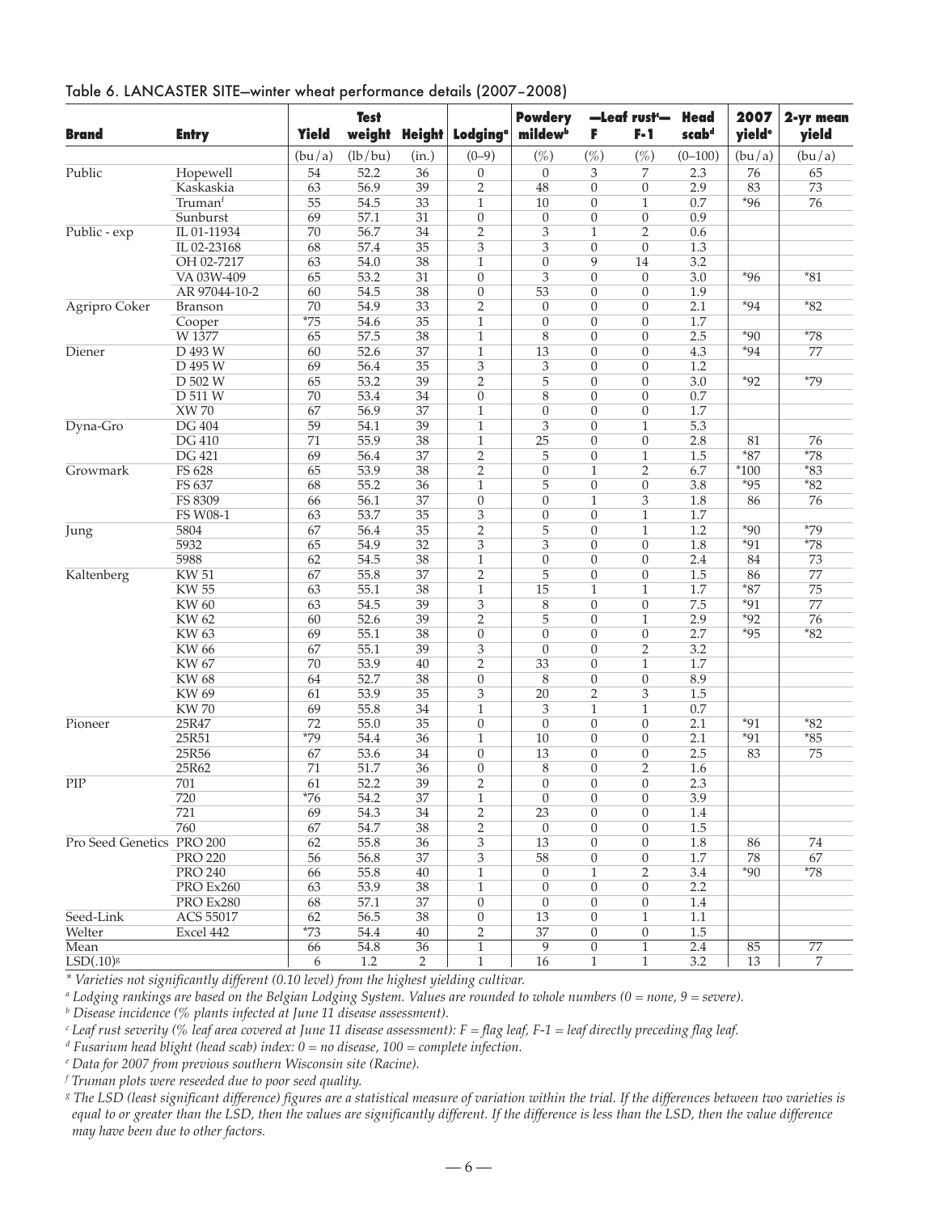Table 6. LANCASTER SITE—winter wheat performance details (2007–2008)

| Brand | Entry | Yield | Test weight | Height | Lodging[a] | Powdery mildew[b] | —Leaf rust[c]— F | F-1 | Head scab[d] | 2007 yield[e] | 2-yr mean yield |
|---|---|---|---|---|---|---|---|---|---|---|---|
| | | (bu/a) | (lb/bu) | (in.) | (0–9) | (%) | (%) | (%) | (0–100) | (bu/a) | (bu/a) |
| Public | Hopewell | 54 | 52.2 | 36 | 0 | 0 | 3 | 7 | 2.3 | 76 | 65 |
| | Kaskaskia | 63 | 56.9 | 39 | 2 | 48 | 0 | 0 | 2.9 | 83 | 73 |
| | Truman[f] | 55 | 54.5 | 33 | 1 | 10 | 0 | 1 | 0.7 | *96 | 76 |
| | Sunburst | 69 | 57.1 | 31 | 0 | 0 | 0 | 0 | 0.9 | | |
| Public - exp | IL 01-11934 | 70 | 56.7 | 34 | 2 | 3 | 1 | 2 | 0.6 | | |
| | IL 02-23168 | 68 | 57.4 | 35 | 3 | 3 | 0 | 0 | 1.3 | | |
| | OH 02-7217 | 63 | 54.0 | 38 | 1 | 0 | 9 | 14 | 3.2 | | |
| | VA 03W-409 | 65 | 53.2 | 31 | 0 | 3 | 0 | 0 | 3.0 | *96 | *81 |
| | AR 97044-10-2 | 60 | 54.5 | 38 | 0 | 53 | 0 | 0 | 1.9 | | |
| Agripro Coker | Branson | 70 | 54.9 | 33 | 2 | 0 | 0 | 0 | 2.1 | *94 | *82 |
| | Cooper | *75 | 54.6 | 35 | 1 | 0 | 0 | 0 | 1.7 | | |
| | W 1377 | 65 | 57.5 | 38 | 1 | 8 | 0 | 0 | 2.5 | *90 | *78 |
| Diener | D 493 W | 60 | 52.6 | 37 | 1 | 13 | 0 | 0 | 4.3 | *94 | 77 |
| | D 495 W | 69 | 56.4 | 35 | 3 | 3 | 0 | 0 | 1.2 | | |
| | D 502 W | 65 | 53.2 | 39 | 2 | 5 | 0 | 0 | 3.0 | *92 | *79 |
| | D 511 W | 70 | 53.4 | 34 | 0 | 8 | 0 | 0 | 0.7 | | |
| | XW 70 | 67 | 56.9 | 37 | 1 | 0 | 0 | 0 | 1.7 | | |
| Dyna-Gro | DG 404 | 59 | 54.1 | 39 | 1 | 3 | 0 | 1 | 5.3 | | |
| | DG 410 | 71 | 55.9 | 38 | 1 | 25 | 0 | 0 | 2.8 | 81 | 76 |
| | DG 421 | 69 | 56.4 | 37 | 2 | 5 | 0 | 1 | 1.5 | *87 | *78 |
| Growmark | FS 628 | 65 | 53.9 | 38 | 2 | 0 | 1 | 2 | 6.7 | *100 | *83 |
| | FS 637 | 68 | 55.2 | 36 | 1 | 5 | 0 | 0 | 3.8 | *95 | *82 |
| | FS 8309 | 66 | 56.1 | 37 | 0 | 0 | 1 | 3 | 1.8 | 86 | 76 |
| | FS W08-1 | 63 | 53.7 | 35 | 3 | 0 | 0 | 1 | 1.7 | | |
| Jung | 5804 | 67 | 56.4 | 35 | 2 | 5 | 0 | 1 | 1.2 | *90 | *79 |
| | 5932 | 65 | 54.9 | 32 | 3 | 3 | 0 | 0 | 1.8 | *91 | *78 |
| | 5988 | 62 | 54.5 | 38 | 1 | 0 | 0 | 0 | 2.4 | 84 | 73 |
| Kaltenberg | KW 51 | 67 | 55.8 | 37 | 2 | 5 | 0 | 0 | 1.5 | 86 | 77 |
| | KW 55 | 63 | 55.1 | 38 | 1 | 15 | 1 | 1 | 1.7 | *87 | 75 |
| | KW 60 | 63 | 54.5 | 39 | 3 | 8 | 0 | 0 | 7.5 | *91 | 77 |
| | KW 62 | 60 | 52.6 | 39 | 2 | 5 | 0 | 1 | 2.9 | *92 | 76 |
| | KW 63 | 69 | 55.1 | 38 | 0 | 0 | 0 | 0 | 2.7 | *95 | *82 |
| | KW 66 | 67 | 55.1 | 39 | 3 | 0 | 0 | 2 | 3.2 | | |
| | KW 67 | 70 | 53.9 | 40 | 2 | 33 | 0 | 1 | 1.7 | | |
| | KW 68 | 64 | 52.7 | 38 | 0 | 8 | 0 | 0 | 8.9 | | |
| | KW 69 | 61 | 53.9 | 35 | 3 | 20 | 2 | 3 | 1.5 | | |
| | KW 70 | 69 | 55.8 | 34 | 1 | 3 | 1 | 1 | 0.7 | | |
| Pioneer | 25R47 | 72 | 55.0 | 35 | 0 | 0 | 0 | 0 | 2.1 | *91 | *82 |
| | 25R51 | *79 | 54.4 | 36 | 1 | 10 | 0 | 0 | 2.1 | *91 | *85 |
| | 25R56 | 67 | 53.6 | 34 | 0 | 13 | 0 | 0 | 2.5 | 83 | 75 |
| | 25R62 | 71 | 51.7 | 36 | 0 | 8 | 0 | 2 | 1.6 | | |
| PIP | 701 | 61 | 52.2 | 39 | 2 | 0 | 0 | 0 | 2.3 | | |
| | 720 | *76 | 54.2 | 37 | 1 | 0 | 0 | 0 | 3.9 | | |
| | 721 | 69 | 54.3 | 34 | 2 | 23 | 0 | 0 | 1.4 | | |
| | 760 | 67 | 54.7 | 38 | 2 | 0 | 0 | 0 | 1.5 | | |
| Pro Seed Genetics | PRO 200 | 62 | 55.8 | 36 | 3 | 13 | 0 | 0 | 1.8 | 86 | 74 |
| | PRO 220 | 56 | 56.8 | 37 | 3 | 58 | 0 | 0 | 1.7 | 78 | 67 |
| | PRO 240 | 66 | 55.8 | 40 | 1 | 0 | 1 | 2 | 3.4 | *90 | *78 |
| | PRO Ex260 | 63 | 53.9 | 38 | 1 | 0 | 0 | 0 | 2.2 | | |
| | PRO Ex280 | 68 | 57.1 | 37 | 0 | 0 | 0 | 0 | 1.4 | | |
| Seed-Link | ACS 55017 | 62 | 56.5 | 38 | 0 | 13 | 0 | 1 | 1.1 | | |
| Welter | Excel 442 | *73 | 54.4 | 40 | 2 | 37 | 0 | 0 | 1.5 | | |
| Mean | | 66 | 54.8 | 36 | 1 | 9 | 0 | 1 | 2.4 | 85 | 77 |
| LSD(.10)[g] | | 6 | 1.2 | 2 | 1 | 16 | 1 | 1 | 3.2 | 13 | 7 |

*\* Varieties not significantly different (0.10 level) from the highest yielding cultivar.*

*[a] Lodging rankings are based on the Belgian Lodging System. Values are rounded to whole numbers (0 = none, 9 = severe).*

*[b] Disease incidence (% plants infected at June 11 disease assessment).*

*[c] Leaf rust severity (% leaf area covered at June 11 disease assessment): F = flag leaf, F-1 = leaf directly preceding flag leaf.*

*[d] Fusarium head blight (head scab) index: 0 = no disease, 100 = complete infection.*

*[e] Data for 2007 from previous southern Wisconsin site (Racine).*

*[f] Truman plots were reseeded due to poor seed quality.*

*[g] The LSD (least significant difference) figures are a statistical measure of variation within the trial. If the differences between two varieties is equal to or greater than the LSD, then the values are significantly different. If the difference is less than the LSD, then the value difference may have been due to other factors.*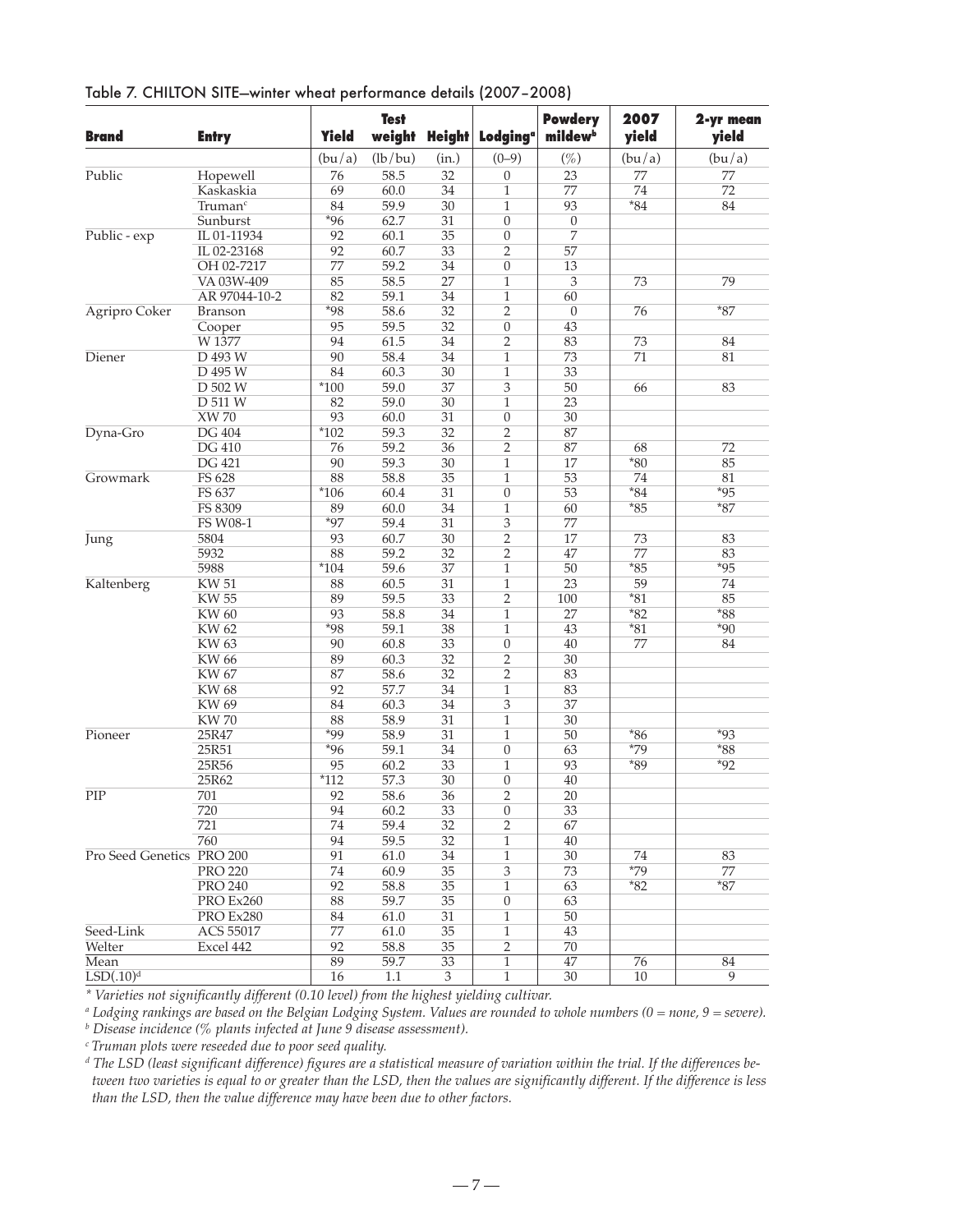## Table 7. CHILTON SITE—winter wheat performance details (2007–2008)

| Brand | Entry | Yield | Test weight | Height | Lodging[a] | Powdery mildew[b] | 2007 yield | 2-yr mean yield |
|---|---|---|---|---|---|---|---|---|
| | | (bu/a) | (lb/bu) | (in.) | (0–9) | (%) | (bu/a) | (bu/a) |
| Public | Hopewell | 76 | 58.5 | 32 | 0 | 23 | 77 | 77 |
| | Kaskaskia | 69 | 60.0 | 34 | 1 | 77 | 74 | 72 |
| | Truman[c] | 84 | 59.9 | 30 | 1 | 93 | *84 | 84 |
| | Sunburst | *96 | 62.7 | 31 | 0 | 0 | | |
| Public - exp | IL 01-11934 | 92 | 60.1 | 35 | 0 | 7 | | |
| | IL 02-23168 | 92 | 60.7 | 33 | 2 | 57 | | |
| | OH 02-7217 | 77 | 59.2 | 34 | 0 | 13 | | |
| | VA 03W-409 | 85 | 58.5 | 27 | 1 | 3 | 73 | 79 |
| | AR 97044-10-2 | 82 | 59.1 | 34 | 1 | 60 | | |
| Agripro Coker | Branson | *98 | 58.6 | 32 | 2 | 0 | 76 | *87 |
| | Cooper | 95 | 59.5 | 32 | 0 | 43 | | |
| | W 1377 | 94 | 61.5 | 34 | 2 | 83 | 73 | 84 |
| Diener | D 493 W | 90 | 58.4 | 34 | 1 | 73 | 71 | 81 |
| | D 495 W | 84 | 60.3 | 30 | 1 | 33 | | |
| | D 502 W | *100 | 59.0 | 37 | 3 | 50 | 66 | 83 |
| | D 511 W | 82 | 59.0 | 30 | 1 | 23 | | |
| | XW 70 | 93 | 60.0 | 31 | 0 | 30 | | |
| Dyna-Gro | DG 404 | *102 | 59.3 | 32 | 2 | 87 | | |
| | DG 410 | 76 | 59.2 | 36 | 2 | 87 | 68 | 72 |
| | DG 421 | 90 | 59.3 | 30 | 1 | 17 | *80 | 85 |
| Growmark | FS 628 | 88 | 58.8 | 35 | 1 | 53 | 74 | 81 |
| | FS 637 | *106 | 60.4 | 31 | 0 | 53 | *84 | *95 |
| | FS 8309 | 89 | 60.0 | 34 | 1 | 60 | *85 | *87 |
| | FS W08-1 | *97 | 59.4 | 31 | 3 | 77 | | |
| Jung | 5804 | 93 | 60.7 | 30 | 2 | 17 | 73 | 83 |
| | 5932 | 88 | 59.2 | 32 | 2 | 47 | 77 | 83 |
| | 5988 | *104 | 59.6 | 37 | 1 | 50 | *85 | *95 |
| Kaltenberg | KW 51 | 88 | 60.5 | 31 | 1 | 23 | 59 | 74 |
| | KW 55 | 89 | 59.5 | 33 | 2 | 100 | *81 | 85 |
| | KW 60 | 93 | 58.8 | 34 | 1 | 27 | *82 | *88 |
| | KW 62 | *98 | 59.1 | 38 | 1 | 43 | *81 | *90 |
| | KW 63 | 90 | 60.8 | 33 | 0 | 40 | 77 | 84 |
| | KW 66 | 89 | 60.3 | 32 | 2 | 30 | | |
| | KW 67 | 87 | 58.6 | 32 | 2 | 83 | | |
| | KW 68 | 92 | 57.7 | 34 | 1 | 83 | | |
| | KW 69 | 84 | 60.3 | 34 | 3 | 37 | | |
| | KW 70 | 88 | 58.9 | 31 | 1 | 30 | | |
| Pioneer | 25R47 | *99 | 58.9 | 31 | 1 | 50 | *86 | *93 |
| | 25R51 | *96 | 59.1 | 34 | 0 | 63 | *79 | *88 |
| | 25R56 | 95 | 60.2 | 33 | 1 | 93 | *89 | *92 |
| | 25R62 | *112 | 57.3 | 30 | 0 | 40 | | |
| PIP | 701 | 92 | 58.6 | 36 | 2 | 20 | | |
| | 720 | 94 | 60.2 | 33 | 0 | 33 | | |
| | 721 | 74 | 59.4 | 32 | 2 | 67 | | |
| | 760 | 94 | 59.5 | 32 | 1 | 40 | | |
| Pro Seed Genetics | PRO 200 | 91 | 61.0 | 34 | 1 | 30 | 74 | 83 |
| | PRO 220 | 74 | 60.9 | 35 | 3 | 73 | *79 | 77 |
| | PRO 240 | 92 | 58.8 | 35 | 1 | 63 | *82 | *87 |
| | PRO Ex260 | 88 | 59.7 | 35 | 0 | 63 | | |
| | PRO Ex280 | 84 | 61.0 | 31 | 1 | 50 | | |
| Seed-Link | ACS 55017 | 77 | 61.0 | 35 | 1 | 43 | | |
| Welter | Excel 442 | 92 | 58.8 | 35 | 2 | 70 | | |
| Mean | | 89 | 59.7 | 33 | 1 | 47 | 76 | 84 |
| LSD(.10)[d] | | 16 | 1.1 | 3 | 1 | 30 | 10 | 9 |

*\* Varieties not significantly different (0.10 level) from the highest yielding cultivar.*

*[a] Lodging rankings are based on the Belgian Lodging System. Values are rounded to whole numbers (0 = none, 9 = severe).*

*[b] Disease incidence (% plants infected at June 9 disease assessment).*

*[c] Truman plots were reseeded due to poor seed quality.*

*[d] The LSD (least significant difference) figures are a statistical measure of variation within the trial. If the differences between two varieties is equal to or greater than the LSD, then the values are significantly different. If the difference is less than the LSD, then the value difference may have been due to other factors.*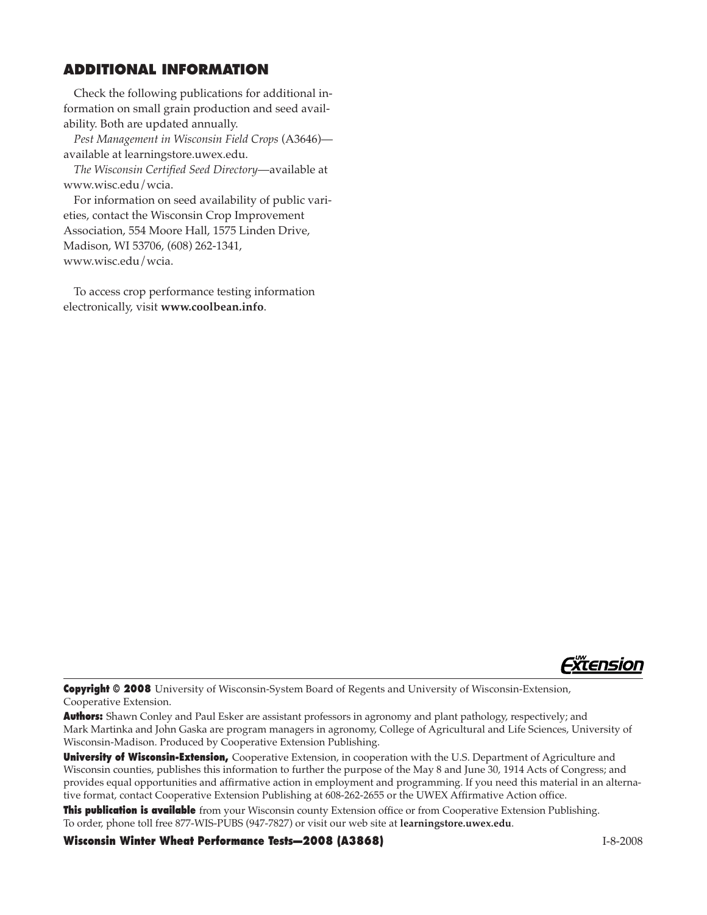## ADDITIONAL INFORMATION

Check the following publications for additional information on small grain production and seed availability. Both are updated annually.

*Pest Management in Wisconsin Field Crops* (A3646)—available at learningstore.uwex.edu.

*The Wisconsin Certified Seed Directory*—available at www.wisc.edu/wcia.

For information on seed availability of public varieties, contact the Wisconsin Crop Improvement Association, 554 Moore Hall, 1575 Linden Drive, Madison, WI 53706, (608) 262-1341, www.wisc.edu/wcia.

To access crop performance testing information electronically, visit **www.coolbean.info**.

---

**Copyright © 2008** University of Wisconsin-System Board of Regents and University of Wisconsin-Extension, Cooperative Extension.

**Authors:** Shawn Conley and Paul Esker are assistant professors in agronomy and plant pathology, respectively; and Mark Martinka and John Gaska are program managers in agronomy, College of Agricultural and Life Sciences, University of Wisconsin-Madison. Produced by Cooperative Extension Publishing.

**University of Wisconsin-Extension,** Cooperative Extension, in cooperation with the U.S. Department of Agriculture and Wisconsin counties, publishes this information to further the purpose of the May 8 and June 30, 1914 Acts of Congress; and provides equal opportunities and affirmative action in employment and programming. If you need this material in an alternative format, contact Cooperative Extension Publishing at 608-262-2655 or the UWEX Affirmative Action office.

**This publication is available** from your Wisconsin county Extension office or from Cooperative Extension Publishing. To order, phone toll free 877-WIS-PUBS (947-7827) or visit our web site at **learningstore.uwex.edu**.

**Wisconsin Winter Wheat Performance Tests—2008 (A3868)** I-8-2008